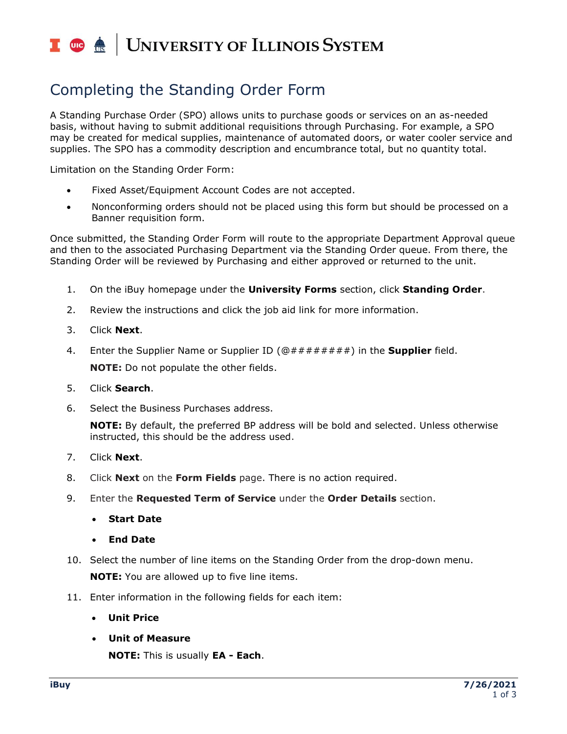# Completing the Standing Order Form

A Standing Purchase Order (SPO) allows units to purchase goods or services on an as-needed basis, without having to submit additional requisitions through Purchasing. For example, a SPO may be created for medical supplies, maintenance of automated doors, or water cooler service and supplies. The SPO has a commodity description and encumbrance total, but no quantity total.

Limitation on the Standing Order Form:

- Fixed Asset/Equipment Account Codes are not accepted.
- Nonconforming orders should not be placed using this form but should be processed on a Banner requisition form.

Once submitted, the Standing Order Form will route to the appropriate Department Approval queue and then to the associated Purchasing Department via the Standing Order queue. From there, the Standing Order will be reviewed by Purchasing and either approved or returned to the unit.

1. On the iBuy homepage under the **University Forms** section, click **Standing Order**.
2. Review the instructions and click the job aid link for more information.
3. Click **Next**.
4. Enter the Supplier Name or Supplier ID (@########) in the **Supplier** field.

   **NOTE:** Do not populate the other fields.
5. Click **Search**.
6. Select the Business Purchases address.

   **NOTE:** By default, the preferred BP address will be bold and selected. Unless otherwise instructed, this should be the address used.
7. Click **Next**.
8. Click **Next** on the **Form Fields** page. There is no action required.
9. Enter the **Requested Term of Service** under the **Order Details** section.
   - **Start Date**
   - **End Date**
10. Select the number of line items on the Standing Order from the drop-down menu.

    **NOTE:** You are allowed up to five line items.
11. Enter information in the following fields for each item:
    - **Unit Price**
    - **Unit of Measure**

      **NOTE:** This is usually **EA - Each**.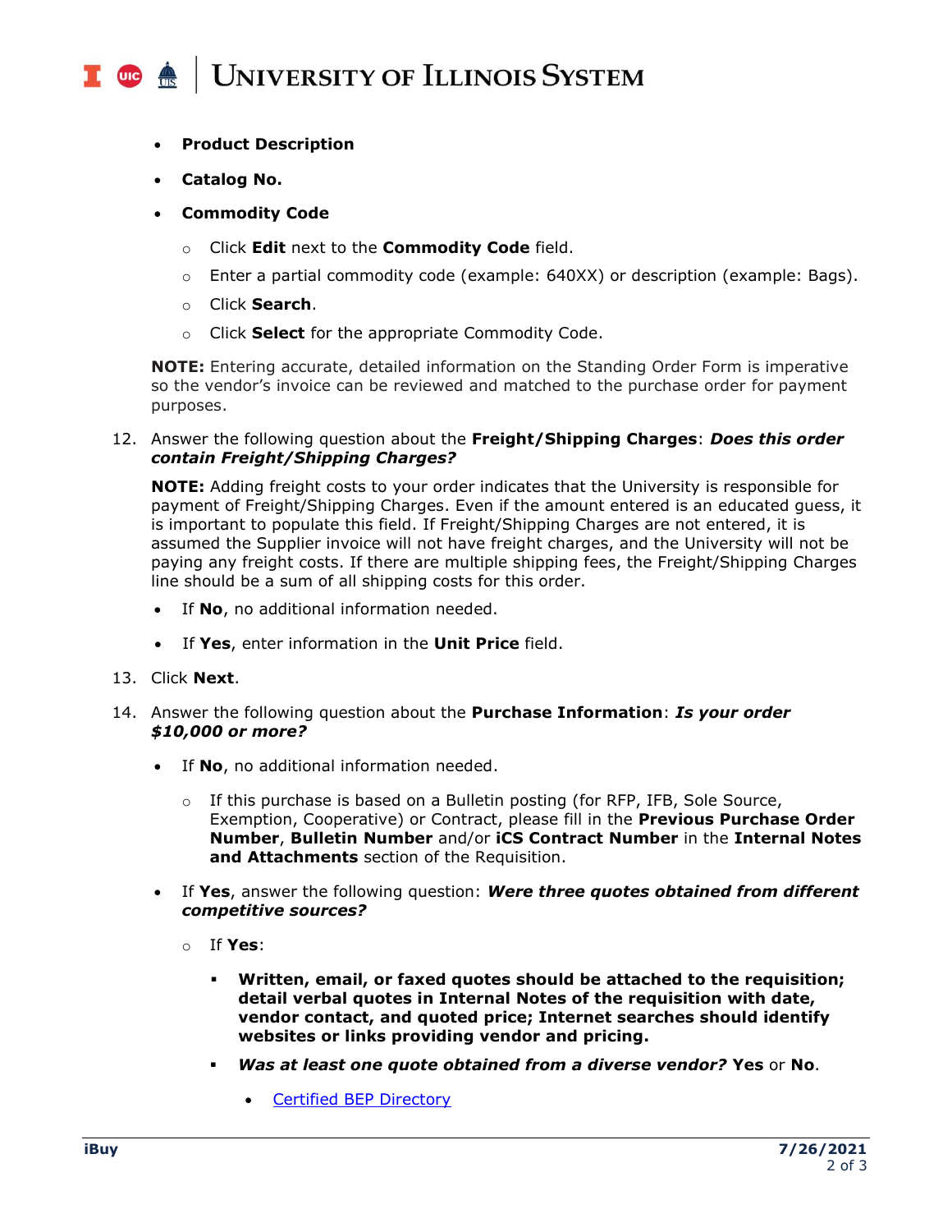- **Product Description**
- **Catalog No.**
- **Commodity Code**
  - Click **Edit** next to the **Commodity Code** field.
  - Enter a partial commodity code (example: 640XX) or description (example: Bags).
  - Click **Search**.
  - Click **Select** for the appropriate Commodity Code.

**NOTE:** Entering accurate, detailed information on the Standing Order Form is imperative so the vendor's invoice can be reviewed and matched to the purchase order for payment purposes.

12. Answer the following question about the **Freight/Shipping Charges**: ***Does this order contain Freight/Shipping Charges?***

    **NOTE:** Adding freight costs to your order indicates that the University is responsible for payment of Freight/Shipping Charges. Even if the amount entered is an educated guess, it is important to populate this field. If Freight/Shipping Charges are not entered, it is assumed the Supplier invoice will not have freight charges, and the University will not be paying any freight costs. If there are multiple shipping fees, the Freight/Shipping Charges line should be a sum of all shipping costs for this order.

    - If **No**, no additional information needed.
    - If **Yes**, enter information in the **Unit Price** field.

13. Click **Next**.

14. Answer the following question about the **Purchase Information**: ***Is your order $10,000 or more?***

    - If **No**, no additional information needed.
      - If this purchase is based on a Bulletin posting (for RFP, IFB, Sole Source, Exemption, Cooperative) or Contract, please fill in the **Previous Purchase Order Number**, **Bulletin Number** and/or **iCS Contract Number** in the **Internal Notes and Attachments** section of the Requisition.
    - If **Yes**, answer the following question: ***Were three quotes obtained from different competitive sources?***
      - If **Yes**:
        - **Written, email, or faxed quotes should be attached to the requisition; detail verbal quotes in Internal Notes of the requisition with date, vendor contact, and quoted price; Internet searches should identify websites or links providing vendor and pricing.**
        - ***Was at least one quote obtained from a diverse vendor?*** **Yes** or **No**.
          - Certified BEP Directory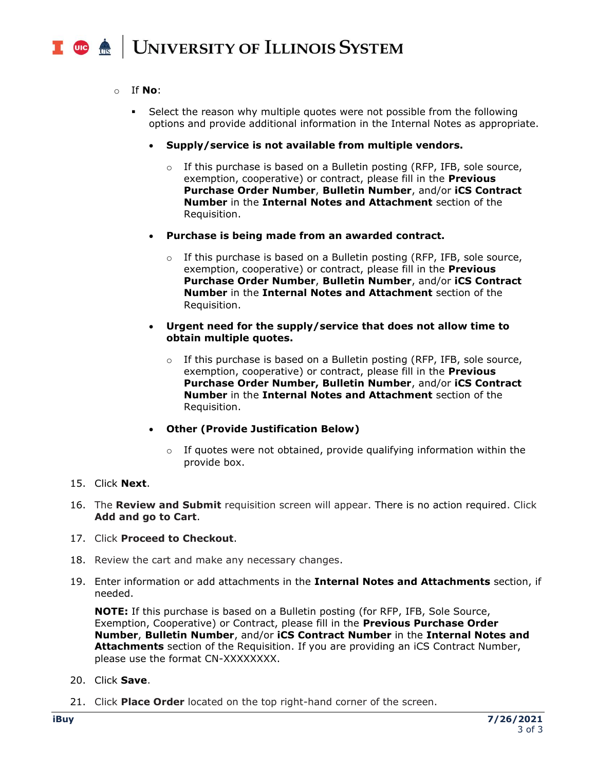- If **No**:
  - Select the reason why multiple quotes were not possible from the following options and provide additional information in the Internal Notes as appropriate.
    - **Supply/service is not available from multiple vendors.**
      - If this purchase is based on a Bulletin posting (RFP, IFB, sole source, exemption, cooperative) or contract, please fill in the **Previous Purchase Order Number**, **Bulletin Number**, and/or **iCS Contract Number** in the **Internal Notes and Attachment** section of the Requisition.
    - **Purchase is being made from an awarded contract.**
      - If this purchase is based on a Bulletin posting (RFP, IFB, sole source, exemption, cooperative) or contract, please fill in the **Previous Purchase Order Number**, **Bulletin Number**, and/or **iCS Contract Number** in the **Internal Notes and Attachment** section of the Requisition.
    - **Urgent need for the supply/service that does not allow time to obtain multiple quotes.**
      - If this purchase is based on a Bulletin posting (RFP, IFB, sole source, exemption, cooperative) or contract, please fill in the **Previous Purchase Order Number, Bulletin Number**, and/or **iCS Contract Number** in the **Internal Notes and Attachment** section of the Requisition.
    - **Other (Provide Justification Below)**
      - If quotes were not obtained, provide qualifying information within the provide box.

15. Click **Next**.
16. The **Review and Submit** requisition screen will appear. There is no action required. Click **Add and go to Cart**.
17. Click **Proceed to Checkout**.
18. Review the cart and make any necessary changes.
19. Enter information or add attachments in the **Internal Notes and Attachments** section, if needed.

    **NOTE:** If this purchase is based on a Bulletin posting (for RFP, IFB, Sole Source, Exemption, Cooperative) or Contract, please fill in the **Previous Purchase Order Number**, **Bulletin Number**, and/or **iCS Contract Number** in the **Internal Notes and Attachments** section of the Requisition. If you are providing an iCS Contract Number, please use the format CN-XXXXXXXX.

20. Click **Save**.
21. Click **Place Order** located on the top right-hand corner of the screen.